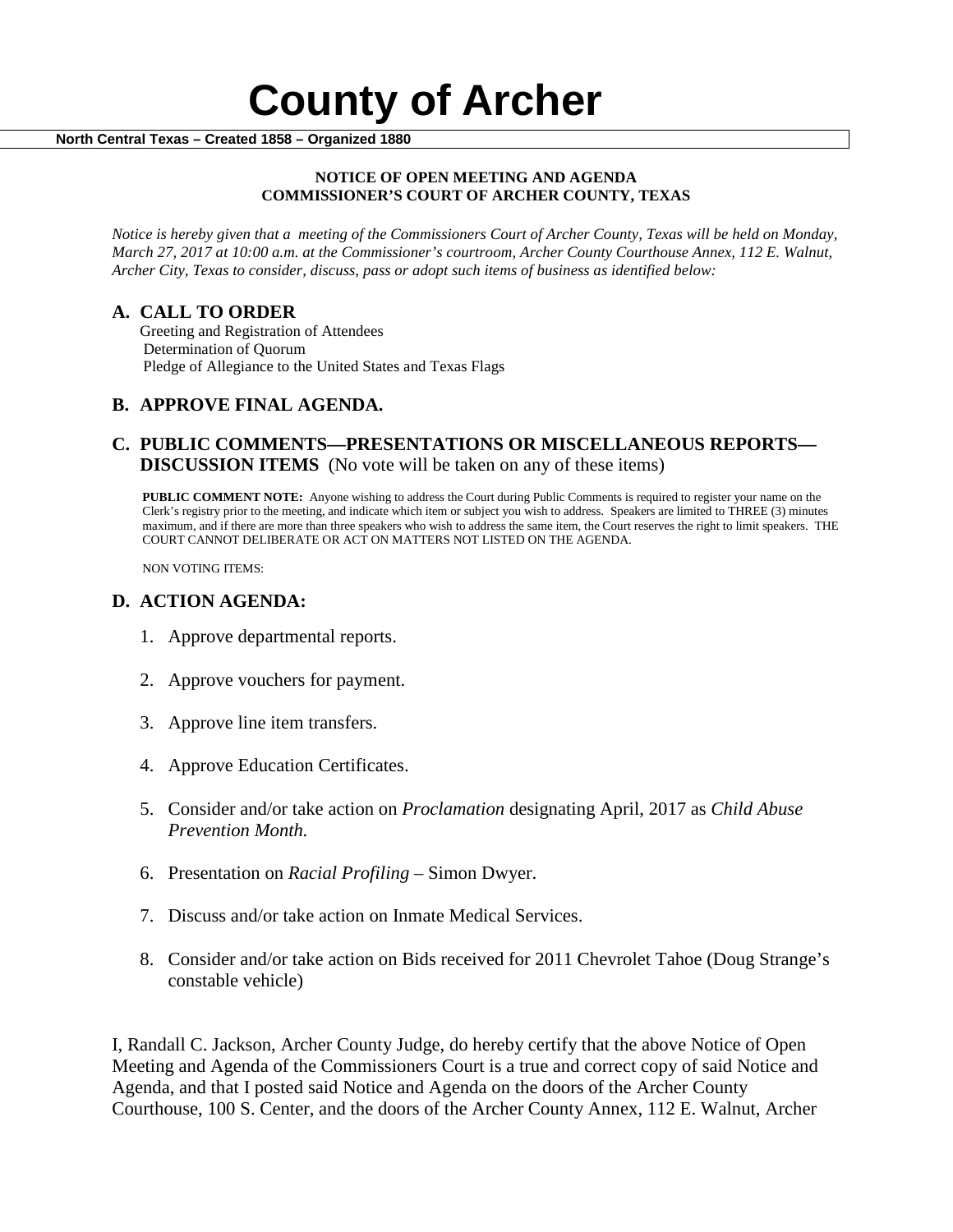# County of Archer

**North Central Texas – Created 1858 – Organized 1880**

**NOTICE OF OPEN MEETING AND AGENDA**
**COMMISSIONER'S COURT OF ARCHER COUNTY, TEXAS**

*Notice is hereby given that a meeting of the Commissioners Court of Archer County, Texas will be held on Monday, March 27, 2017 at 10:00 a.m. at the Commissioner's courtroom, Archer County Courthouse Annex, 112 E. Walnut, Archer City, Texas to consider, discuss, pass or adopt such items of business as identified below:*

## A. CALL TO ORDER

Greeting and Registration of Attendees
Determination of Quorum
Pledge of Allegiance to the United States and Texas Flags

## B. APPROVE FINAL AGENDA.

## C. PUBLIC COMMENTS—PRESENTATIONS OR MISCELLANEOUS REPORTS—DISCUSSION ITEMS (No vote will be taken on any of these items)

**PUBLIC COMMENT NOTE:** Anyone wishing to address the Court during Public Comments is required to register your name on the Clerk's registry prior to the meeting, and indicate which item or subject you wish to address. Speakers are limited to THREE (3) minutes maximum, and if there are more than three speakers who wish to address the same item, the Court reserves the right to limit speakers. THE COURT CANNOT DELIBERATE OR ACT ON MATTERS NOT LISTED ON THE AGENDA.

NON VOTING ITEMS:

## D. ACTION AGENDA:

1. Approve departmental reports.
2. Approve vouchers for payment.
3. Approve line item transfers.
4. Approve Education Certificates.
5. Consider and/or take action on *Proclamation* designating April, 2017 as *Child Abuse Prevention Month.*
6. Presentation on *Racial Profiling* – Simon Dwyer.
7. Discuss and/or take action on Inmate Medical Services.
8. Consider and/or take action on Bids received for 2011 Chevrolet Tahoe (Doug Strange's constable vehicle)

I, Randall C. Jackson, Archer County Judge, do hereby certify that the above Notice of Open Meeting and Agenda of the Commissioners Court is a true and correct copy of said Notice and Agenda, and that I posted said Notice and Agenda on the doors of the Archer County Courthouse, 100 S. Center, and the doors of the Archer County Annex, 112 E. Walnut, Archer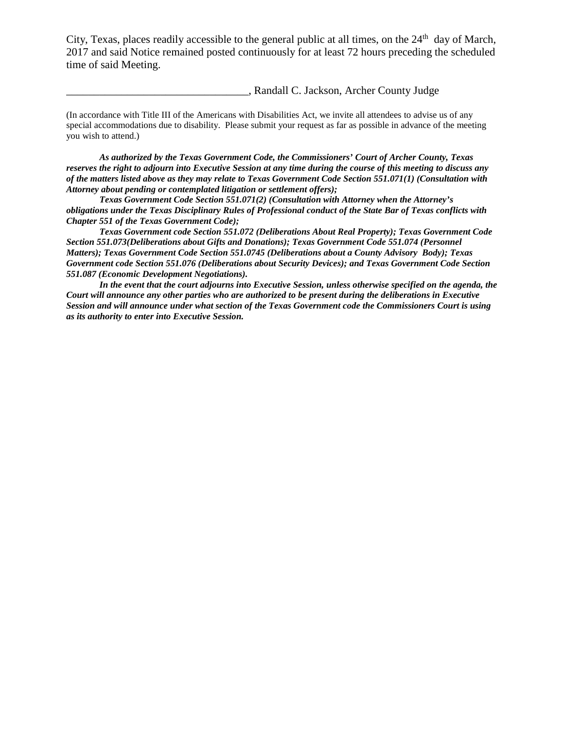City, Texas, places readily accessible to the general public at all times, on the 24th day of March, 2017 and said Notice remained posted continuously for at least 72 hours preceding the scheduled time of said Meeting.

_________________________________, Randall C. Jackson, Archer County Judge

(In accordance with Title III of the Americans with Disabilities Act, we invite all attendees to advise us of any special accommodations due to disability. Please submit your request as far as possible in advance of the meeting you wish to attend.)

***As authorized by the Texas Government Code, the Commissioners' Court of Archer County, Texas reserves the right to adjourn into Executive Session at any time during the course of this meeting to discuss any of the matters listed above as they may relate to Texas Government Code Section 551.071(1) (Consultation with Attorney about pending or contemplated litigation or settlement offers);***

***Texas Government Code Section 551.071(2) (Consultation with Attorney when the Attorney's obligations under the Texas Disciplinary Rules of Professional conduct of the State Bar of Texas conflicts with Chapter 551 of the Texas Government Code);***

***Texas Government code Section 551.072 (Deliberations About Real Property); Texas Government Code Section 551.073(Deliberations about Gifts and Donations); Texas Government Code 551.074 (Personnel Matters); Texas Government Code Section 551.0745 (Deliberations about a County Advisory Body); Texas Government code Section 551.076 (Deliberations about Security Devices); and Texas Government Code Section 551.087 (Economic Development Negotiations).***

***In the event that the court adjourns into Executive Session, unless otherwise specified on the agenda, the Court will announce any other parties who are authorized to be present during the deliberations in Executive Session and will announce under what section of the Texas Government code the Commissioners Court is using as its authority to enter into Executive Session.***